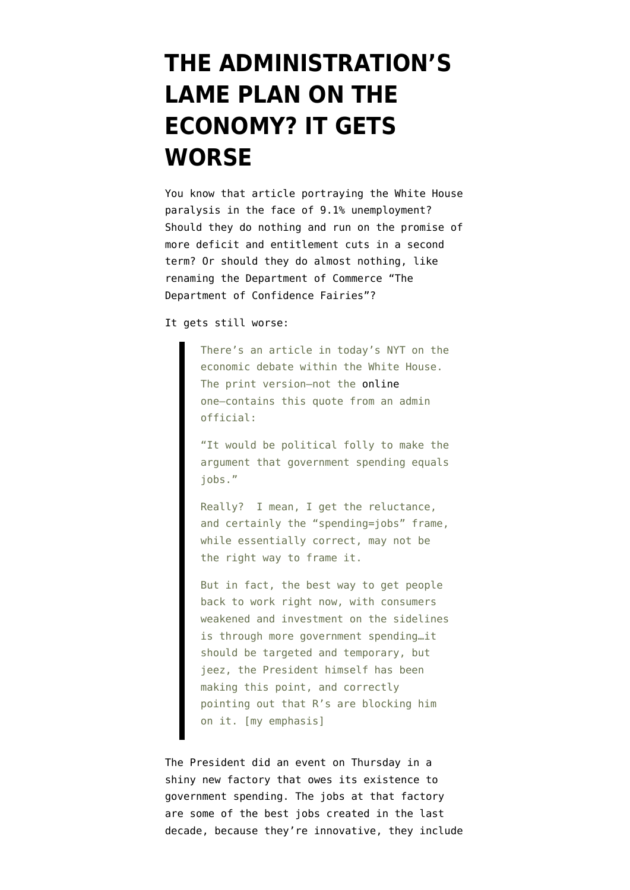# THE ADMINISTRATION'S LAME PLAN ON THE ECONOMY? IT GETS WORSE

You know that article portraying the White House paralysis in the face of 9.1% unemployment? Should they do nothing and run on the promise of more deficit and entitlement cuts in a second term? Or should they do almost nothing, like renaming the Department of Commerce "The Department of Confidence Fairies"?

It gets still worse:

> There's an article in today's NYT on the economic debate within the White House. The print version—not the online one—contains this quote from an admin official:
>
> "It would be political folly to make the argument that government spending equals jobs."
>
> Really? I mean, I get the reluctance, and certainly the "spending=jobs" frame, while essentially correct, may not be the right way to frame it.
>
> But in fact, the best way to get people back to work right now, with consumers weakened and investment on the sidelines is through more government spending…it should be targeted and temporary, but jeez, the President himself has been making this point, and correctly pointing out that R's are blocking him on it. [my emphasis]

The President did an event on Thursday in a shiny new factory that owes its existence to government spending. The jobs at that factory are some of the best jobs created in the last decade, because they're innovative, they include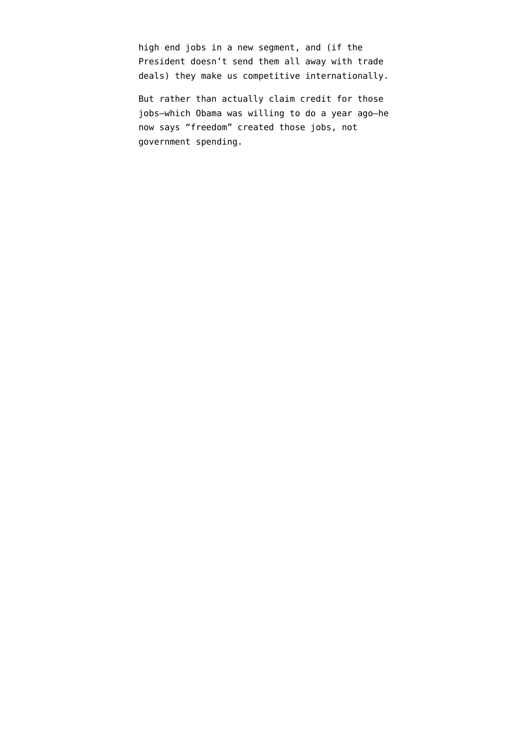high end jobs in a new segment, and (if the President doesn't send them all away with trade deals) they make us competitive internationally.

But rather than actually claim credit for those jobs—which Obama was willing to do a year ago—he now says "freedom" created those jobs, not government spending.